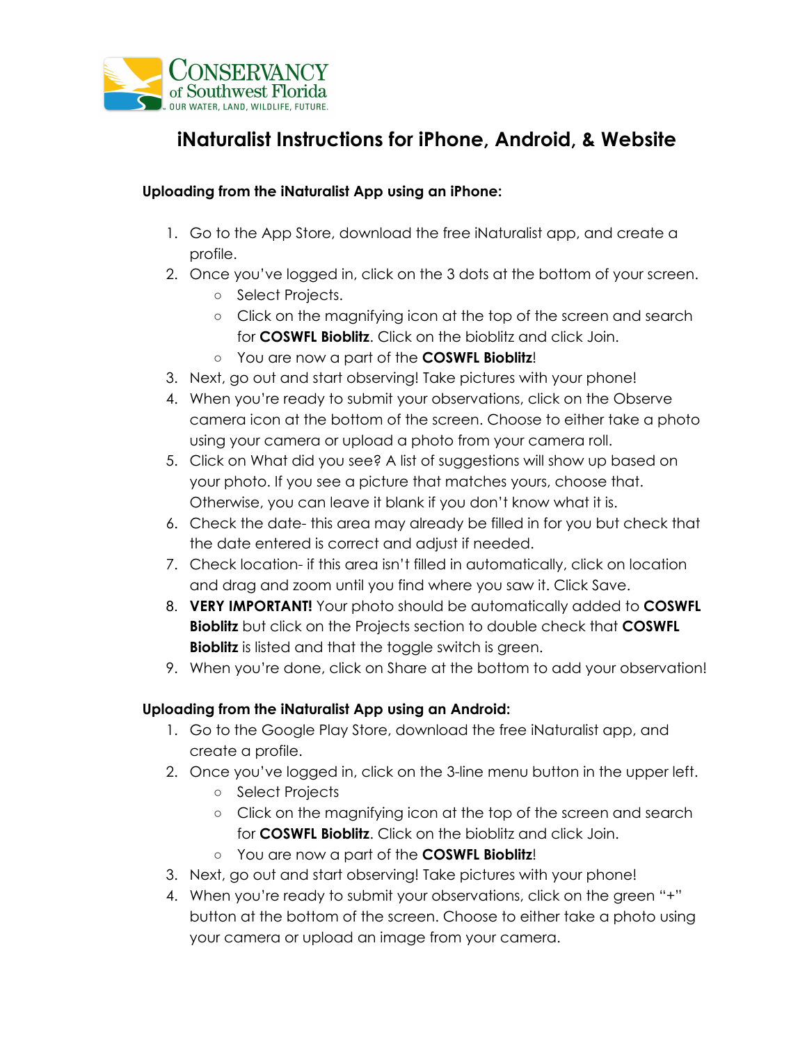Conservancy of Southwest Florida
OUR WATER, LAND, WILDLIFE, FUTURE.

# iNaturalist Instructions for iPhone, Android, & Website

### Uploading from the iNaturalist App using an iPhone:

1. Go to the App Store, download the free iNaturalist app, and create a profile.
2. Once you've logged in, click on the 3 dots at the bottom of your screen.
   - Select Projects.
   - Click on the magnifying icon at the top of the screen and search for **COSWFL Bioblitz**. Click on the bioblitz and click Join.
   - You are now a part of the **COSWFL Bioblitz**!
3. Next, go out and start observing! Take pictures with your phone!
4. When you're ready to submit your observations, click on the Observe camera icon at the bottom of the screen. Choose to either take a photo using your camera or upload a photo from your camera roll.
5. Click on What did you see? A list of suggestions will show up based on your photo. If you see a picture that matches yours, choose that. Otherwise, you can leave it blank if you don't know what it is.
6. Check the date- this area may already be filled in for you but check that the date entered is correct and adjust if needed.
7. Check location- if this area isn't filled in automatically, click on location and drag and zoom until you find where you saw it. Click Save.
8. **VERY IMPORTANT!** Your photo should be automatically added to **COSWFL Bioblitz** but click on the Projects section to double check that **COSWFL Bioblitz** is listed and that the toggle switch is green.
9. When you're done, click on Share at the bottom to add your observation!

### Uploading from the iNaturalist App using an Android:

1. Go to the Google Play Store, download the free iNaturalist app, and create a profile.
2. Once you've logged in, click on the 3-line menu button in the upper left.
   - Select Projects
   - Click on the magnifying icon at the top of the screen and search for **COSWFL Bioblitz**. Click on the bioblitz and click Join.
   - You are now a part of the **COSWFL Bioblitz**!
3. Next, go out and start observing! Take pictures with your phone!
4. When you're ready to submit your observations, click on the green "+" button at the bottom of the screen. Choose to either take a photo using your camera or upload an image from your camera.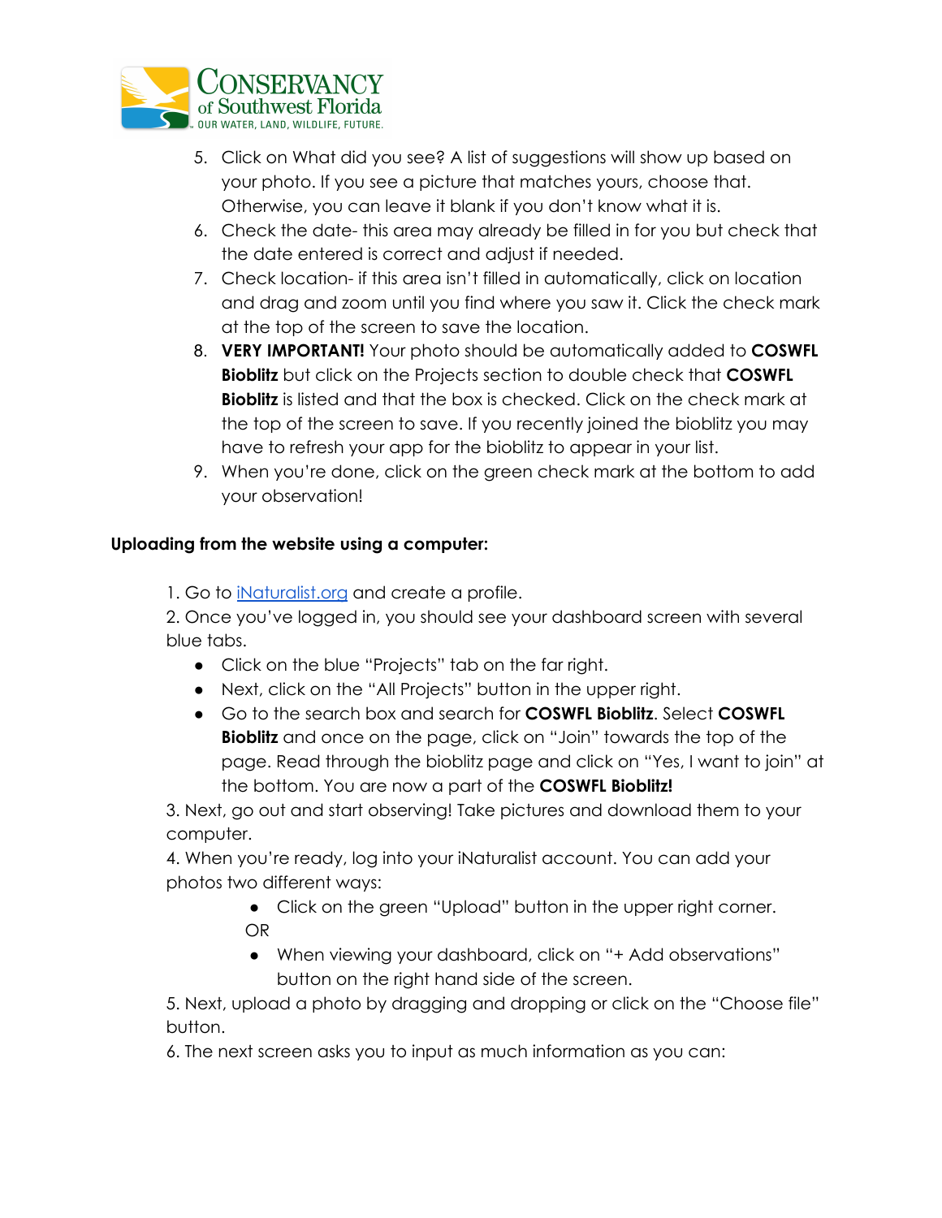5. Click on What did you see? A list of suggestions will show up based on your photo. If you see a picture that matches yours, choose that. Otherwise, you can leave it blank if you don't know what it is.
6. Check the date- this area may already be filled in for you but check that the date entered is correct and adjust if needed.
7. Check location- if this area isn't filled in automatically, click on location and drag and zoom until you find where you saw it. Click the check mark at the top of the screen to save the location.
8. **VERY IMPORTANT!** Your photo should be automatically added to **COSWFL Bioblitz** but click on the Projects section to double check that **COSWFL Bioblitz** is listed and that the box is checked. Click on the check mark at the top of the screen to save. If you recently joined the bioblitz you may have to refresh your app for the bioblitz to appear in your list.
9. When you're done, click on the green check mark at the bottom to add your observation!

**Uploading from the website using a computer:**

1. Go to [iNaturalist.org](iNaturalist.org) and create a profile.

2. Once you've logged in, you should see your dashboard screen with several blue tabs.
   - Click on the blue "Projects" tab on the far right.
   - Next, click on the "All Projects" button in the upper right.
   - Go to the search box and search for **COSWFL Bioblitz**. Select **COSWFL Bioblitz** and once on the page, click on "Join" towards the top of the page. Read through the bioblitz page and click on "Yes, I want to join" at the bottom. You are now a part of the **COSWFL Bioblitz!**

3. Next, go out and start observing! Take pictures and download them to your computer.

4. When you're ready, log into your iNaturalist account. You can add your photos two different ways:
   - Click on the green "Upload" button in the upper right corner.

   OR

   - When viewing your dashboard, click on "+ Add observations" button on the right hand side of the screen.

5. Next, upload a photo by dragging and dropping or click on the "Choose file" button.

6. The next screen asks you to input as much information as you can: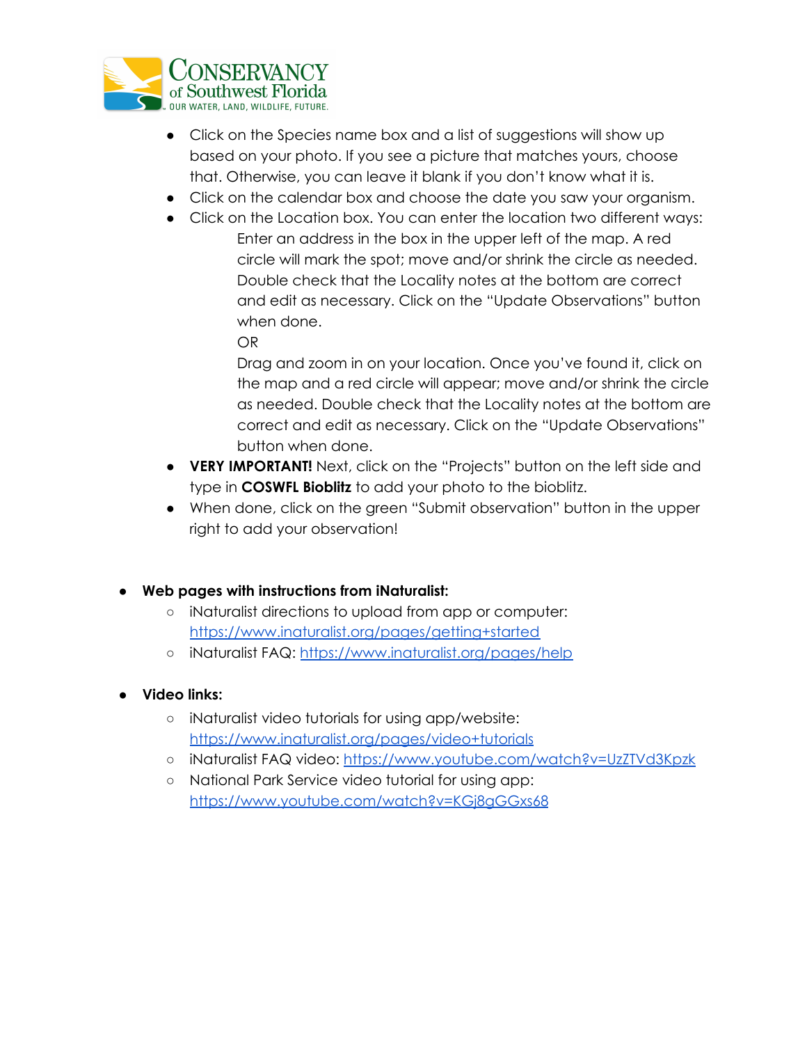- Click on the Species name box and a list of suggestions will show up based on your photo. If you see a picture that matches yours, choose that. Otherwise, you can leave it blank if you don't know what it is.
- Click on the calendar box and choose the date you saw your organism.
- Click on the Location box. You can enter the location two different ways:

  Enter an address in the box in the upper left of the map. A red circle will mark the spot; move and/or shrink the circle as needed. Double check that the Locality notes at the bottom are correct and edit as necessary. Click on the "Update Observations" button when done.

  OR

  Drag and zoom in on your location. Once you've found it, click on the map and a red circle will appear; move and/or shrink the circle as needed. Double check that the Locality notes at the bottom are correct and edit as necessary. Click on the "Update Observations" button when done.
- **VERY IMPORTANT!** Next, click on the "Projects" button on the left side and type in **COSWFL Bioblitz** to add your photo to the bioblitz.
- When done, click on the green "Submit observation" button in the upper right to add your observation!

- **Web pages with instructions from iNaturalist:**
  - iNaturalist directions to upload from app or computer: https://www.inaturalist.org/pages/getting+started
  - iNaturalist FAQ: https://www.inaturalist.org/pages/help

- **Video links:**
  - iNaturalist video tutorials for using app/website: https://www.inaturalist.org/pages/video+tutorials
  - iNaturalist FAQ video: https://www.youtube.com/watch?v=UzZTVd3Kpzk
  - National Park Service video tutorial for using app: https://www.youtube.com/watch?v=KGj8gGGxs68